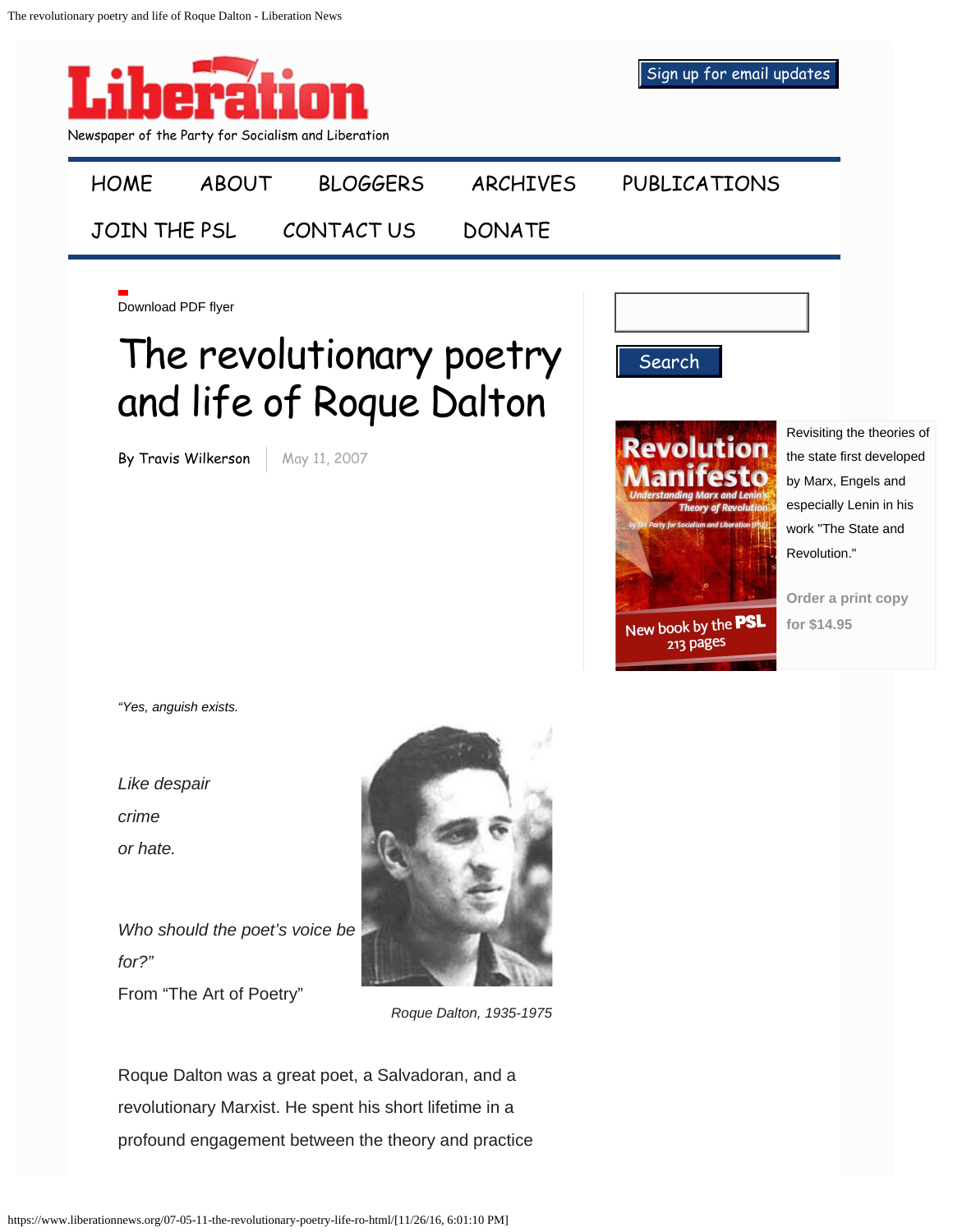Liberation

Newspaper of the Party for Socialism and Liberation

Sign up for email updates

HOME ABOUT BLOGGERS ARCHIVES PUBLICATIONS JOIN THE PSL CONTACT US DONATE

Download PDF flyer

# The revolutionary poetry and life of Roque Dalton

By Travis Wilkerson | May 11, 2007

Search

Revisiting the theories of the state first developed by Marx, Engels and especially Lenin in his work "The State and Revolution."

Order a print copy for $14.95

*"Yes, anguish exists.*

*Like despair*
*crime*
*or hate.*

*Who should the poet's voice be for?"*
From "The Art of Poetry"

*Roque Dalton, 1935-1975*

Roque Dalton was a great poet, a Salvadoran, and a revolutionary Marxist. He spent his short lifetime in a profound engagement between the theory and practice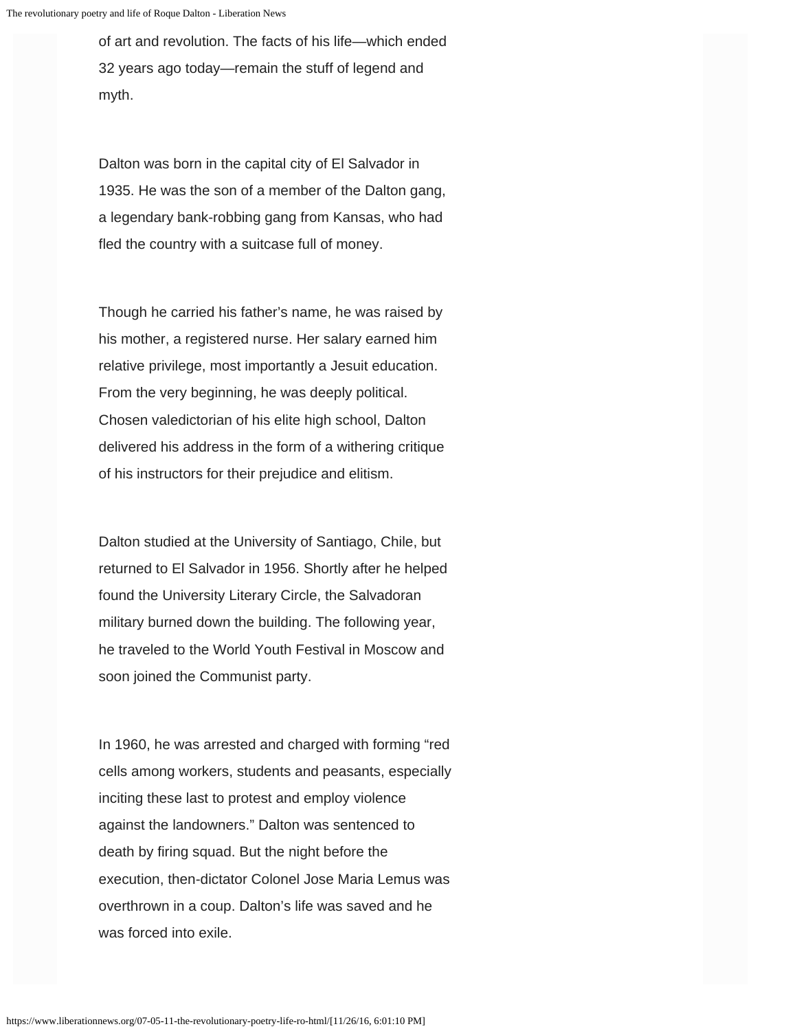of art and revolution. The facts of his life—which ended 32 years ago today—remain the stuff of legend and myth.

Dalton was born in the capital city of El Salvador in 1935. He was the son of a member of the Dalton gang, a legendary bank-robbing gang from Kansas, who had fled the country with a suitcase full of money.

Though he carried his father's name, he was raised by his mother, a registered nurse. Her salary earned him relative privilege, most importantly a Jesuit education. From the very beginning, he was deeply political. Chosen valedictorian of his elite high school, Dalton delivered his address in the form of a withering critique of his instructors for their prejudice and elitism.

Dalton studied at the University of Santiago, Chile, but returned to El Salvador in 1956. Shortly after he helped found the University Literary Circle, the Salvadoran military burned down the building. The following year, he traveled to the World Youth Festival in Moscow and soon joined the Communist party.

In 1960, he was arrested and charged with forming "red cells among workers, students and peasants, especially inciting these last to protest and employ violence against the landowners." Dalton was sentenced to death by firing squad. But the night before the execution, then-dictator Colonel Jose Maria Lemus was overthrown in a coup. Dalton's life was saved and he was forced into exile.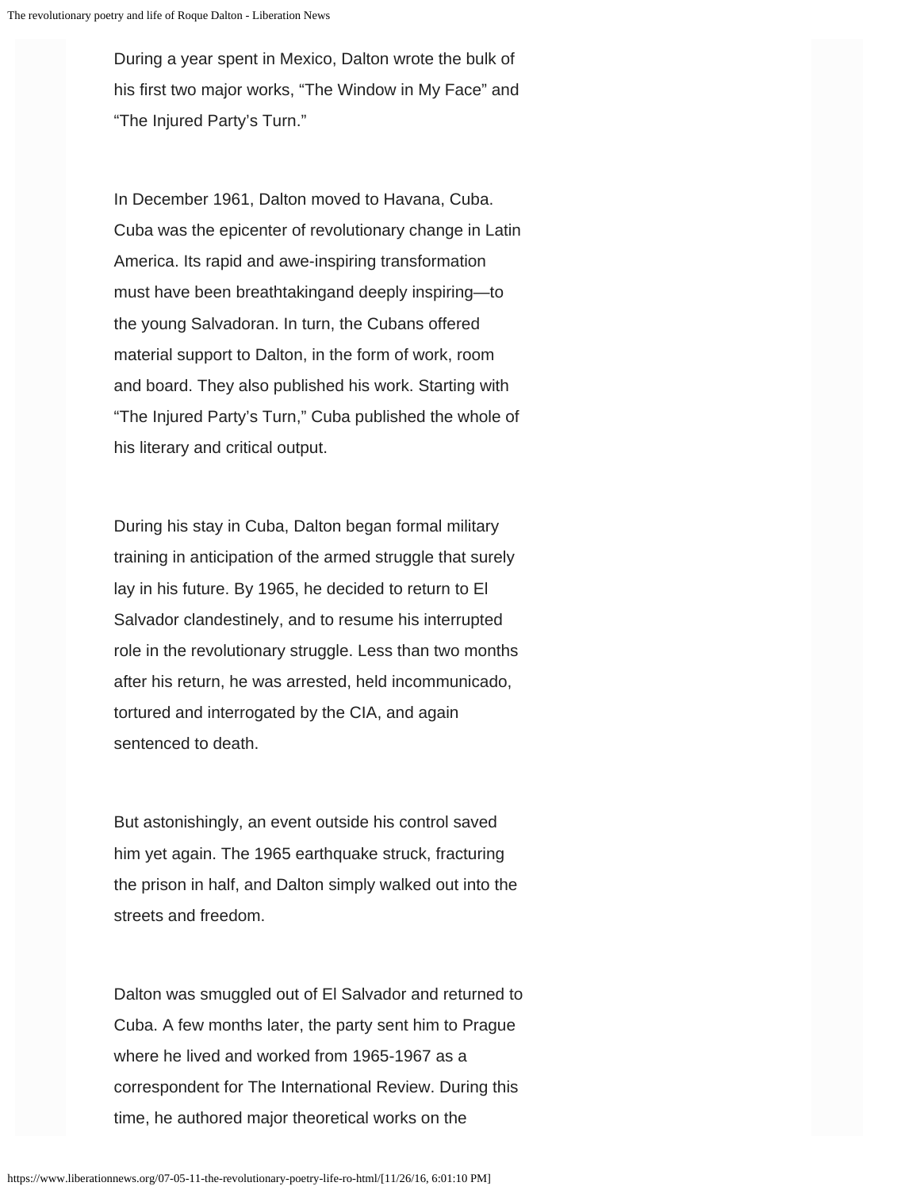During a year spent in Mexico, Dalton wrote the bulk of his first two major works, "The Window in My Face" and "The Injured Party's Turn."

In December 1961, Dalton moved to Havana, Cuba. Cuba was the epicenter of revolutionary change in Latin America. Its rapid and awe-inspiring transformation must have been breathtakingand deeply inspiring—to the young Salvadoran. In turn, the Cubans offered material support to Dalton, in the form of work, room and board. They also published his work. Starting with "The Injured Party's Turn," Cuba published the whole of his literary and critical output.

During his stay in Cuba, Dalton began formal military training in anticipation of the armed struggle that surely lay in his future. By 1965, he decided to return to El Salvador clandestinely, and to resume his interrupted role in the revolutionary struggle. Less than two months after his return, he was arrested, held incommunicado, tortured and interrogated by the CIA, and again sentenced to death.

But astonishingly, an event outside his control saved him yet again. The 1965 earthquake struck, fracturing the prison in half, and Dalton simply walked out into the streets and freedom.

Dalton was smuggled out of El Salvador and returned to Cuba. A few months later, the party sent him to Prague where he lived and worked from 1965-1967 as a correspondent for The International Review. During this time, he authored major theoretical works on the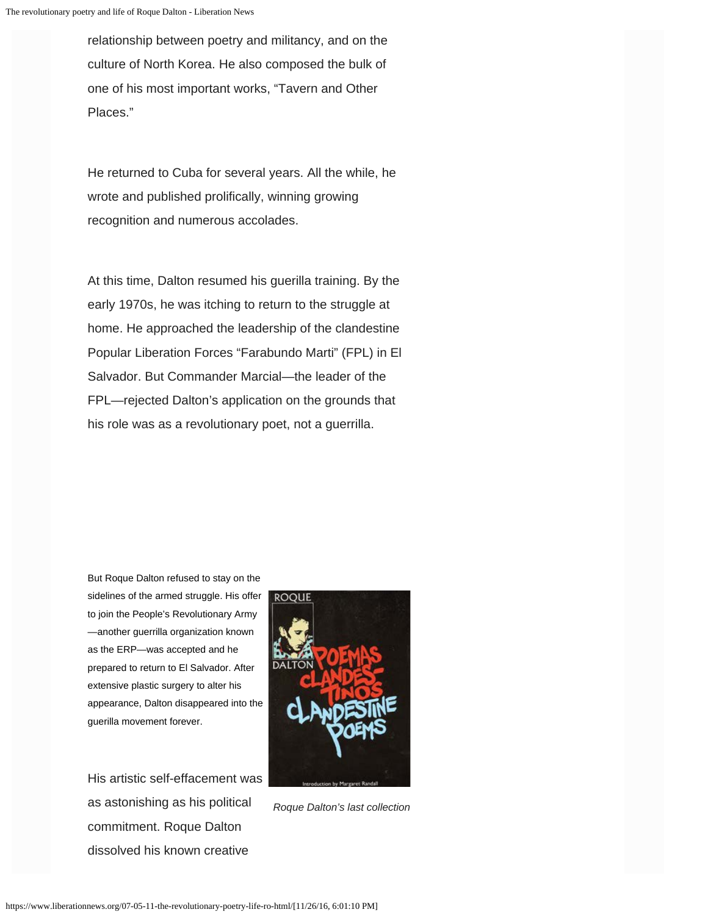relationship between poetry and militancy, and on the culture of North Korea. He also composed the bulk of one of his most important works, "Tavern and Other Places."

He returned to Cuba for several years. All the while, he wrote and published prolifically, winning growing recognition and numerous accolades.

At this time, Dalton resumed his guerilla training. By the early 1970s, he was itching to return to the struggle at home. He approached the leadership of the clandestine Popular Liberation Forces "Farabundo Marti" (FPL) in El Salvador. But Commander Marcial—the leader of the FPL—rejected Dalton's application on the grounds that his role was as a revolutionary poet, not a guerrilla.

But Roque Dalton refused to stay on the sidelines of the armed struggle. His offer to join the People's Revolutionary Army—another guerrilla organization known as the ERP—was accepted and he prepared to return to El Salvador. After extensive plastic surgery to alter his appearance, Dalton disappeared into the guerilla movement forever.

*Roque Dalton's last collection*

His artistic self-effacement was as astonishing as his political commitment. Roque Dalton dissolved his known creative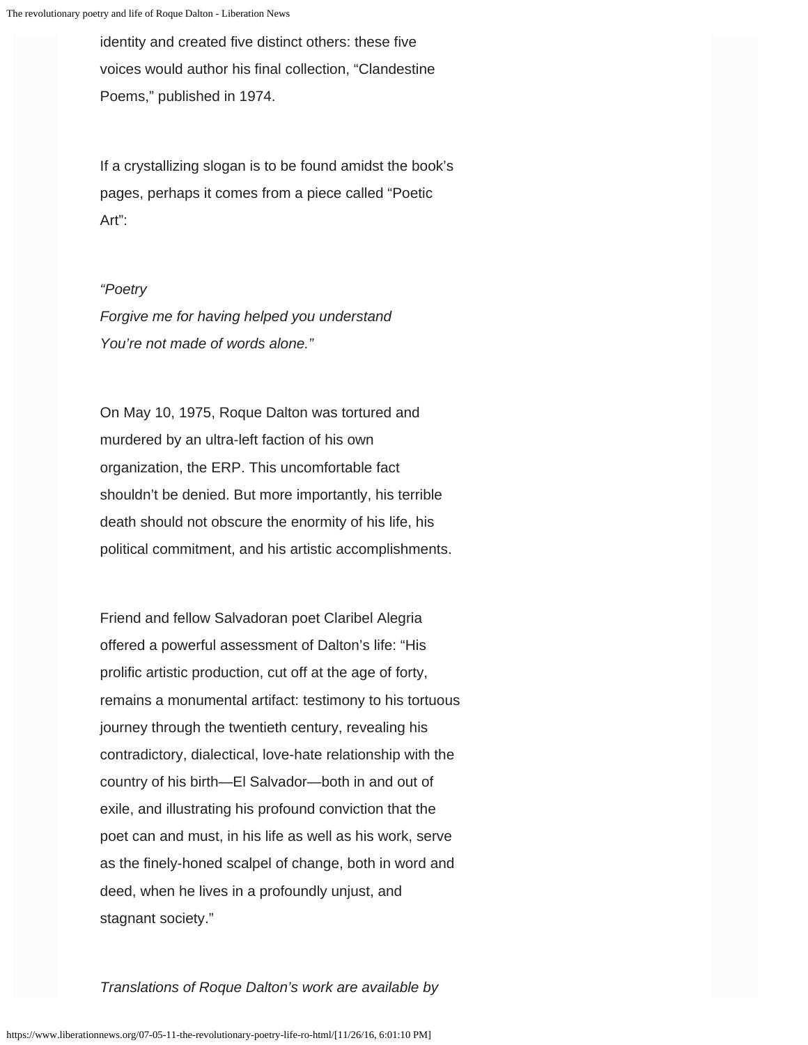identity and created five distinct others: these five voices would author his final collection, “Clandestine Poems,” published in 1974.

If a crystallizing slogan is to be found amidst the book’s pages, perhaps it comes from a piece called “Poetic Art”:

*“Poetry*
*Forgive me for having helped you understand*
*You’re not made of words alone.”*

On May 10, 1975, Roque Dalton was tortured and murdered by an ultra-left faction of his own organization, the ERP. This uncomfortable fact shouldn’t be denied. But more importantly, his terrible death should not obscure the enormity of his life, his political commitment, and his artistic accomplishments.

Friend and fellow Salvadoran poet Claribel Alegria offered a powerful assessment of Dalton’s life: “His prolific artistic production, cut off at the age of forty, remains a monumental artifact: testimony to his tortuous journey through the twentieth century, revealing his contradictory, dialectical, love-hate relationship with the country of his birth—El Salvador—both in and out of exile, and illustrating his profound conviction that the poet can and must, in his life as well as his work, serve as the finely-honed scalpel of change, both in word and deed, when he lives in a profoundly unjust, and stagnant society.”

*Translations of Roque Dalton’s work are available by*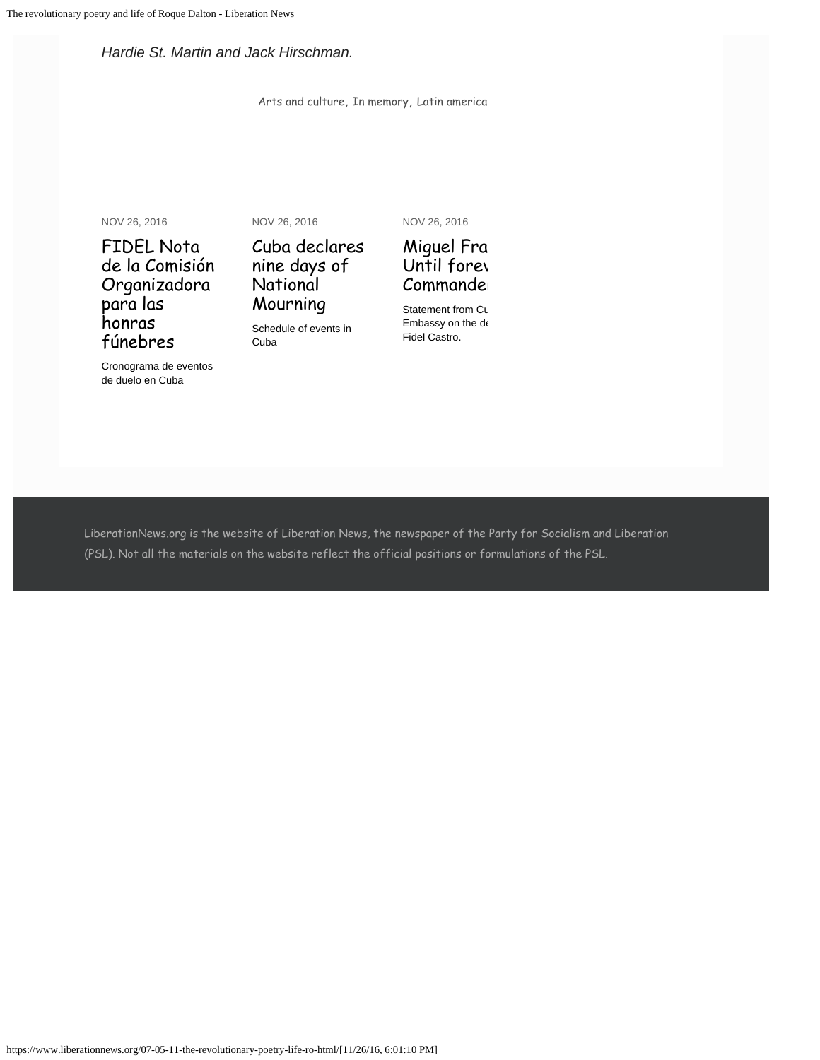*Hardie St. Martin and Jack Hirschman.*

Arts and culture, In memory, Latin america

NOV 26, 2016

### FIDEL Nota de la Comisión Organizadora para las honras fúnebres

Cronograma de eventos de duelo en Cuba

NOV 26, 2016

### Cuba declares nine days of National Mourning

Schedule of events in Cuba

NOV 26, 2016

### Miguel Fra Until forev Commande

Statement from Cu Embassy on the de Fidel Castro.

LiberationNews.org is the website of Liberation News, the newspaper of the Party for Socialism and Liberation (PSL). Not all the materials on the website reflect the official positions or formulations of the PSL.